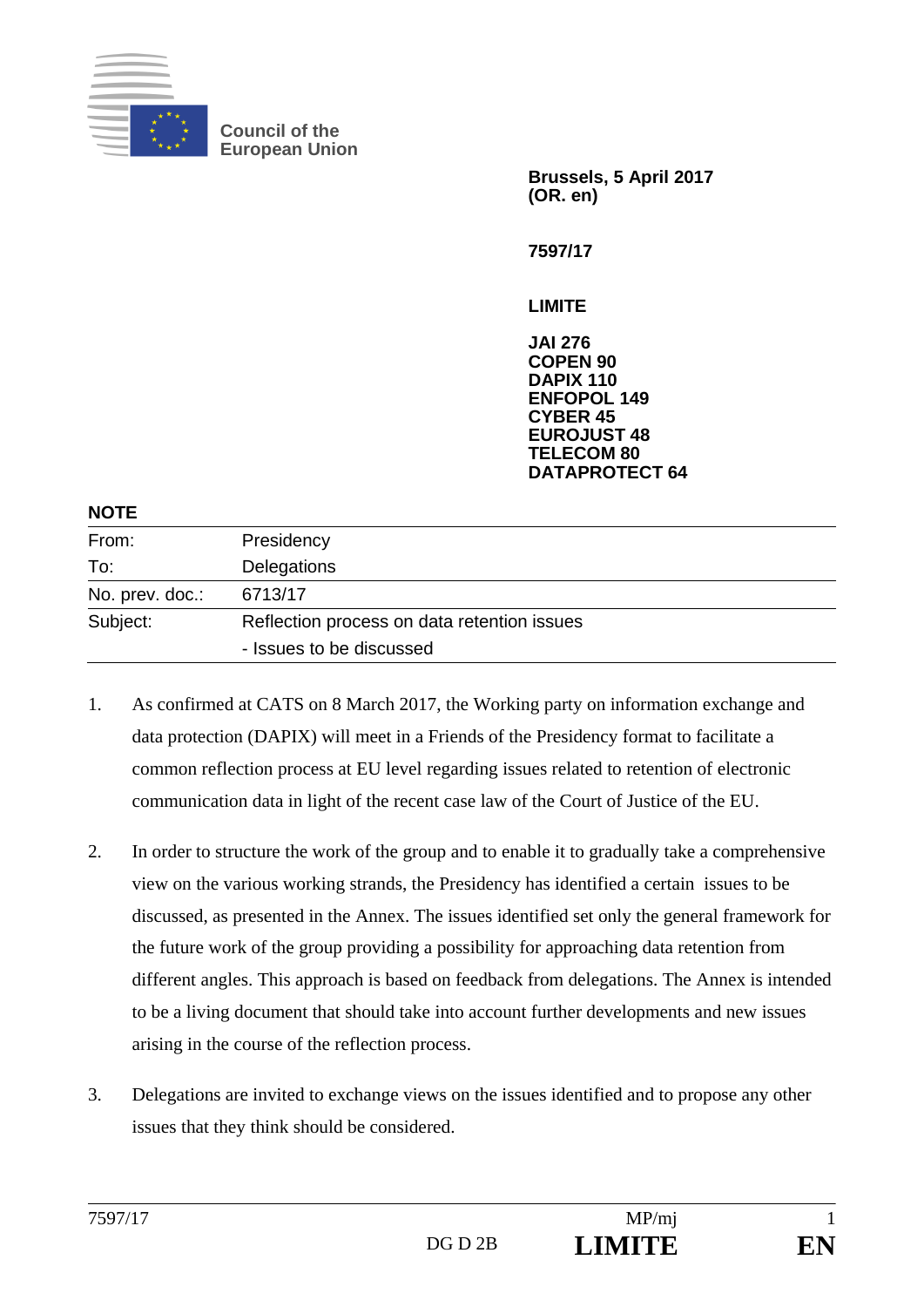Council of the European Union

**Brussels, 5 April 2017**
**(OR. en)**

**7597/17**

**LIMITE**

**JAI 276**
**COPEN 90**
**DAPIX 110**
**ENFOPOL 149**
**CYBER 45**
**EUROJUST 48**
**TELECOM 80**
**DATAPROTECT 64**

**NOTE**

| | |
|---|---|
| From: | Presidency |
| To: | Delegations |
| No. prev. doc.: | 6713/17 |
| Subject: | Reflection process on data retention issues<br>- Issues to be discussed |

1. As confirmed at CATS on 8 March 2017, the Working party on information exchange and data protection (DAPIX) will meet in a Friends of the Presidency format to facilitate a common reflection process at EU level regarding issues related to retention of electronic communication data in light of the recent case law of the Court of Justice of the EU.

2. In order to structure the work of the group and to enable it to gradually take a comprehensive view on the various working strands, the Presidency has identified a certain issues to be discussed, as presented in the Annex. The issues identified set only the general framework for the future work of the group providing a possibility for approaching data retention from different angles. This approach is based on feedback from delegations. The Annex is intended to be a living document that should take into account further developments and new issues arising in the course of the reflection process.

3. Delegations are invited to exchange views on the issues identified and to propose any other issues that they think should be considered.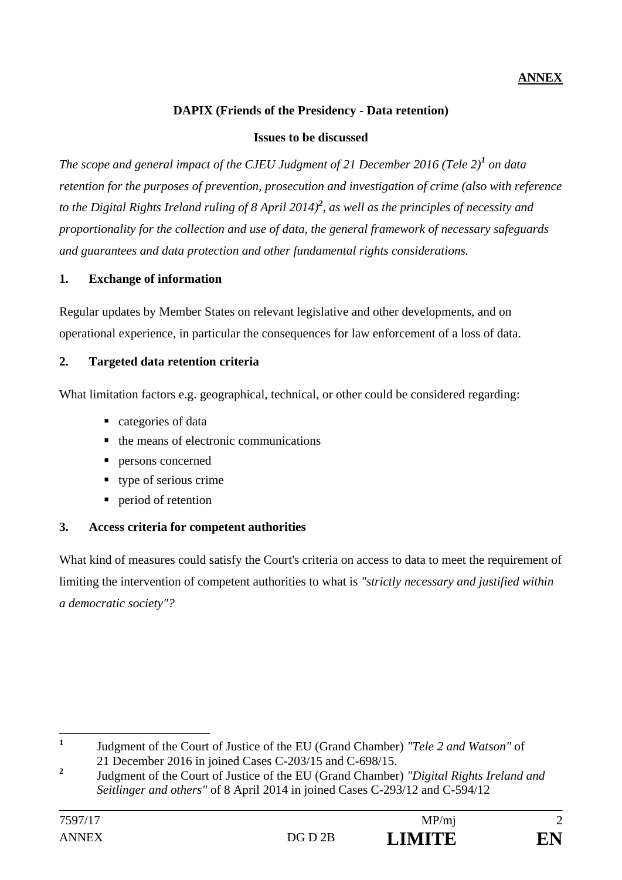**ANNEX**

**DAPIX (Friends of the Presidency - Data retention)**

**Issues to be discussed**

*The scope and general impact of the CJEU Judgment of 21 December 2016 (Tele 2)*[1] *on data retention for the purposes of prevention, prosecution and investigation of crime (also with reference to the Digital Rights Ireland ruling of 8 April 2014)*[2]*, as well as the principles of necessity and proportionality for the collection and use of data, the general framework of necessary safeguards and guarantees and data protection and other fundamental rights considerations.*

## 1. Exchange of information

Regular updates by Member States on relevant legislative and other developments, and on operational experience, in particular the consequences for law enforcement of a loss of data.

## 2. Targeted data retention criteria

What limitation factors e.g. geographical, technical, or other could be considered regarding:

- categories of data
- the means of electronic communications
- persons concerned
- type of serious crime
- period of retention

## 3. Access criteria for competent authorities

What kind of measures could satisfy the Court's criteria on access to data to meet the requirement of limiting the intervention of competent authorities to what is *"strictly necessary and justified within a democratic society"?*

---

[1] Judgment of the Court of Justice of the EU (Grand Chamber) *"Tele 2 and Watson"* of 21 December 2016 in joined Cases C-203/15 and C-698/15.

[2] Judgment of the Court of Justice of the EU (Grand Chamber) *"Digital Rights Ireland and Seitlinger and others"* of 8 April 2014 in joined Cases C-293/12 and C-594/12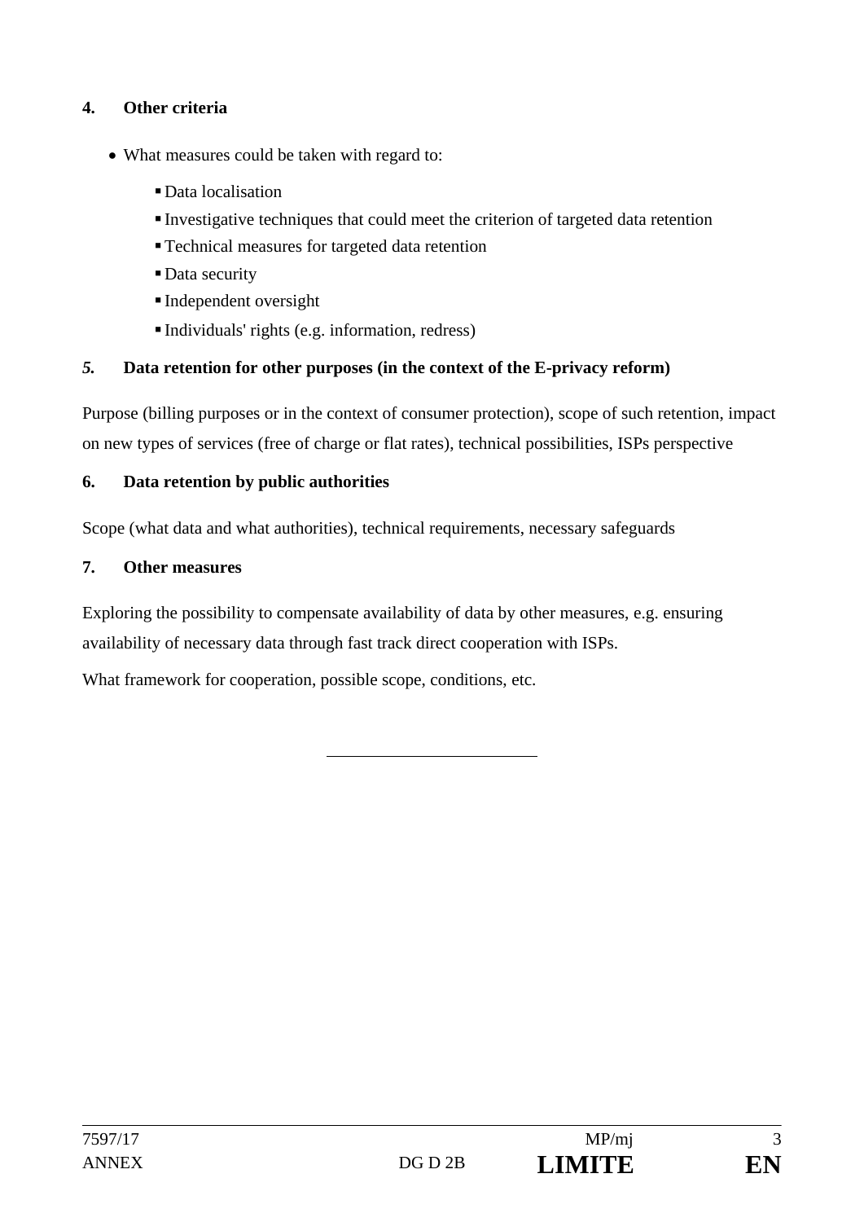## 4. Other criteria

- What measures could be taken with regard to:
  - Data localisation
  - Investigative techniques that could meet the criterion of targeted data retention
  - Technical measures for targeted data retention
  - Data security
  - Independent oversight
  - Individuals' rights (e.g. information, redress)

## *5.* Data retention for other purposes (in the context of the E-privacy reform)

Purpose (billing purposes or in the context of consumer protection), scope of such retention, impact on new types of services (free of charge or flat rates), technical possibilities, ISPs perspective

## 6. Data retention by public authorities

Scope (what data and what authorities), technical requirements, necessary safeguards

## 7. Other measures

Exploring the possibility to compensate availability of data by other measures, e.g. ensuring availability of necessary data through fast track direct cooperation with ISPs.

What framework for cooperation, possible scope, conditions, etc.